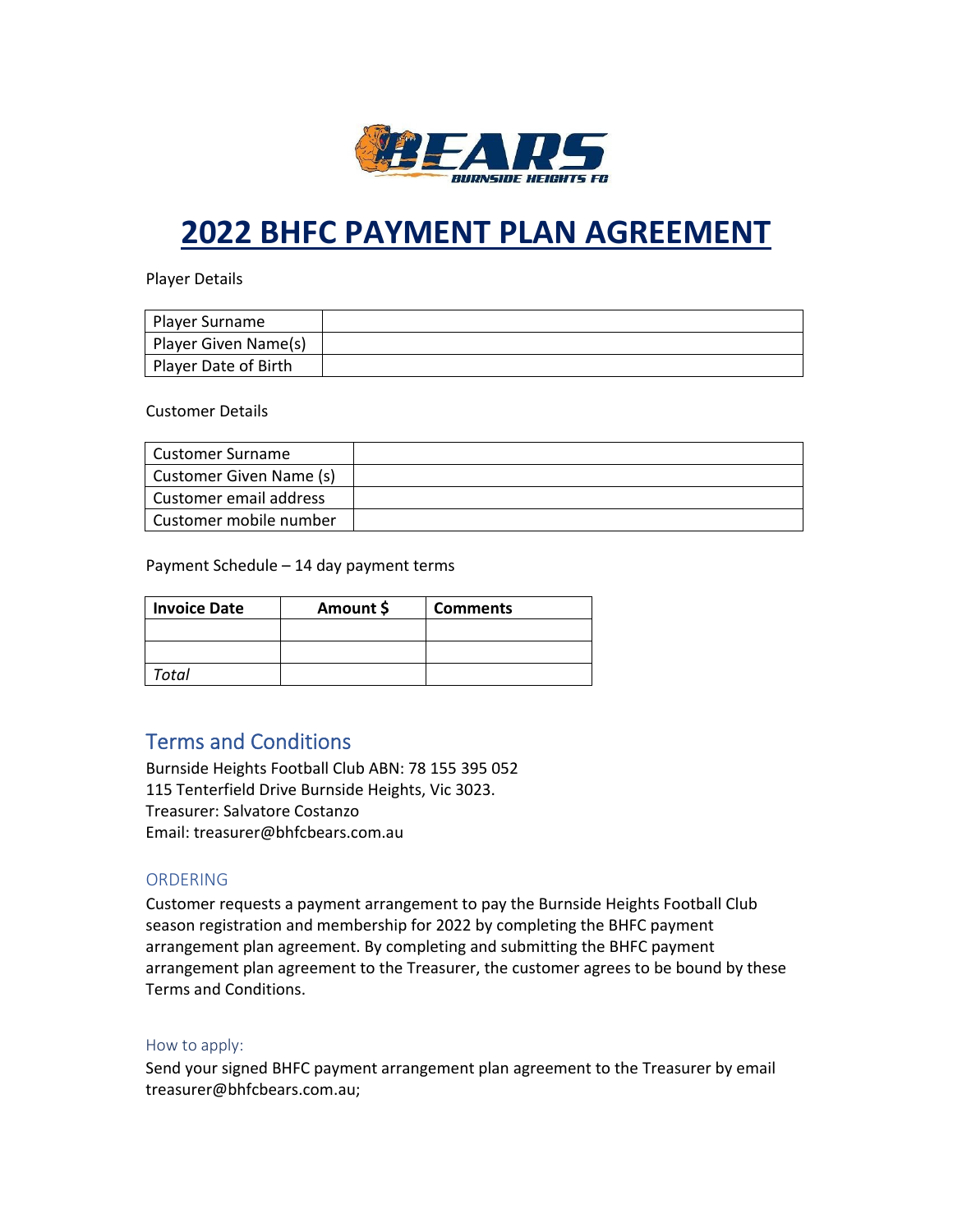# 2022 BHFC PAYMENT PLAN AGREEMENT

Player Details

| Player Surname | |
|---|---|
| Player Given Name(s) | |
| Player Date of Birth | |

Customer Details

| Customer Surname | |
|---|---|
| Customer Given Name (s) | |
| Customer email address | |
| Customer mobile number | |

Payment Schedule – 14 day payment terms

| **Invoice Date** | **Amount $** | **Comments** |
|---|---|---|
| | | |
| | | |
| *Total* | | |

## Terms and Conditions

Burnside Heights Football Club ABN: 78 155 395 052
115 Tenterfield Drive Burnside Heights, Vic 3023.
Treasurer: Salvatore Costanzo
Email: treasurer@bhfcbears.com.au

### ORDERING

Customer requests a payment arrangement to pay the Burnside Heights Football Club season registration and membership for 2022 by completing the BHFC payment arrangement plan agreement. By completing and submitting the BHFC payment arrangement plan agreement to the Treasurer, the customer agrees to be bound by these Terms and Conditions.

#### How to apply:

Send your signed BHFC payment arrangement plan agreement to the Treasurer by email treasurer@bhfcbears.com.au;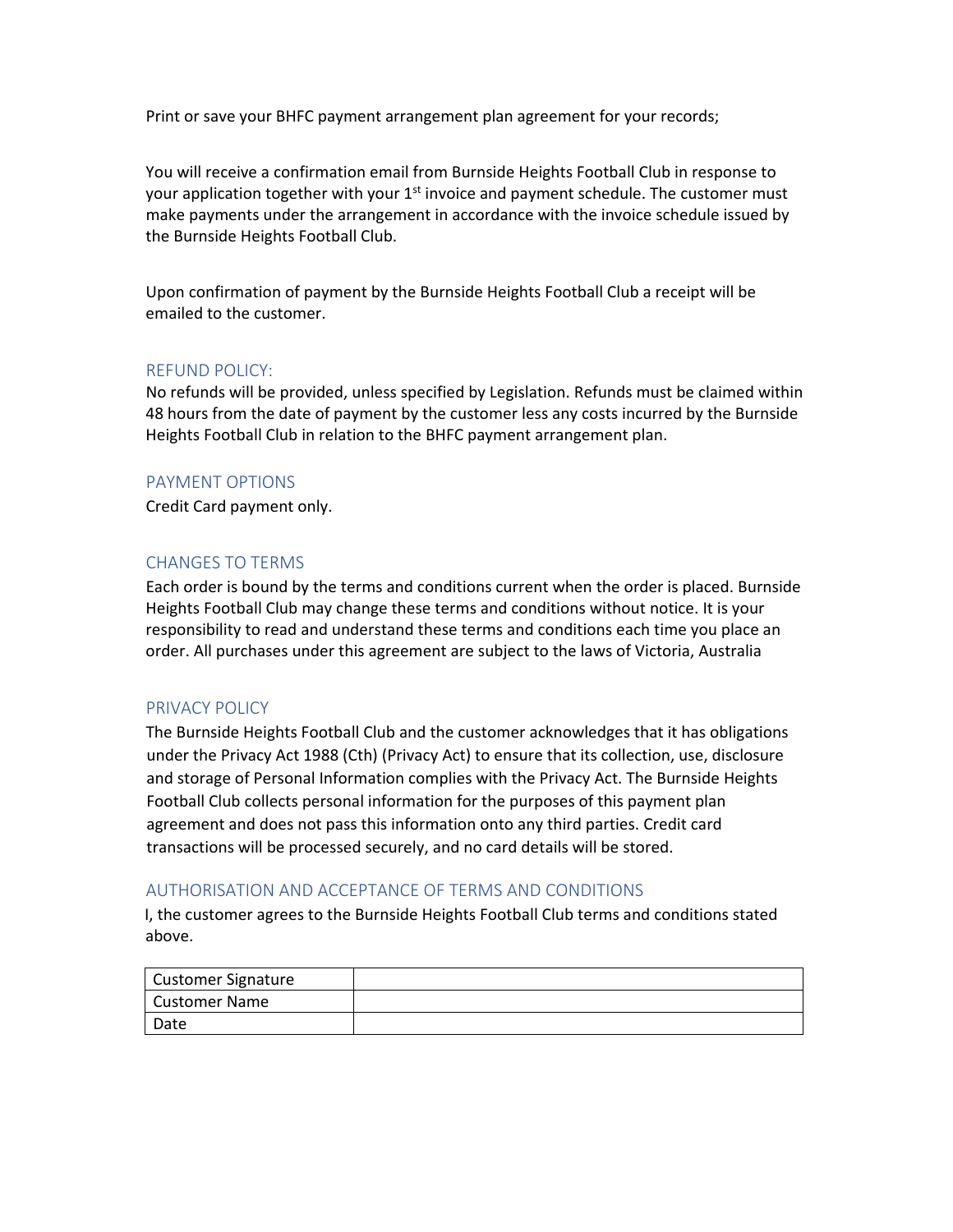Print or save your BHFC payment arrangement plan agreement for your records;

You will receive a confirmation email from Burnside Heights Football Club in response to your application together with your 1st invoice and payment schedule. The customer must make payments under the arrangement in accordance with the invoice schedule issued by the Burnside Heights Football Club.

Upon confirmation of payment by the Burnside Heights Football Club a receipt will be emailed to the customer.

## REFUND POLICY:

No refunds will be provided, unless specified by Legislation. Refunds must be claimed within 48 hours from the date of payment by the customer less any costs incurred by the Burnside Heights Football Club in relation to the BHFC payment arrangement plan.

## PAYMENT OPTIONS

Credit Card payment only.

## CHANGES TO TERMS

Each order is bound by the terms and conditions current when the order is placed. Burnside Heights Football Club may change these terms and conditions without notice. It is your responsibility to read and understand these terms and conditions each time you place an order. All purchases under this agreement are subject to the laws of Victoria, Australia

## PRIVACY POLICY

The Burnside Heights Football Club and the customer acknowledges that it has obligations under the Privacy Act 1988 (Cth) (Privacy Act) to ensure that its collection, use, disclosure and storage of Personal Information complies with the Privacy Act. The Burnside Heights Football Club collects personal information for the purposes of this payment plan agreement and does not pass this information onto any third parties. Credit card transactions will be processed securely, and no card details will be stored.

## AUTHORISATION AND ACCEPTANCE OF TERMS AND CONDITIONS

I, the customer agrees to the Burnside Heights Football Club terms and conditions stated above.

| | |
|---|---|
| Customer Signature | |
| Customer Name | |
| Date | |